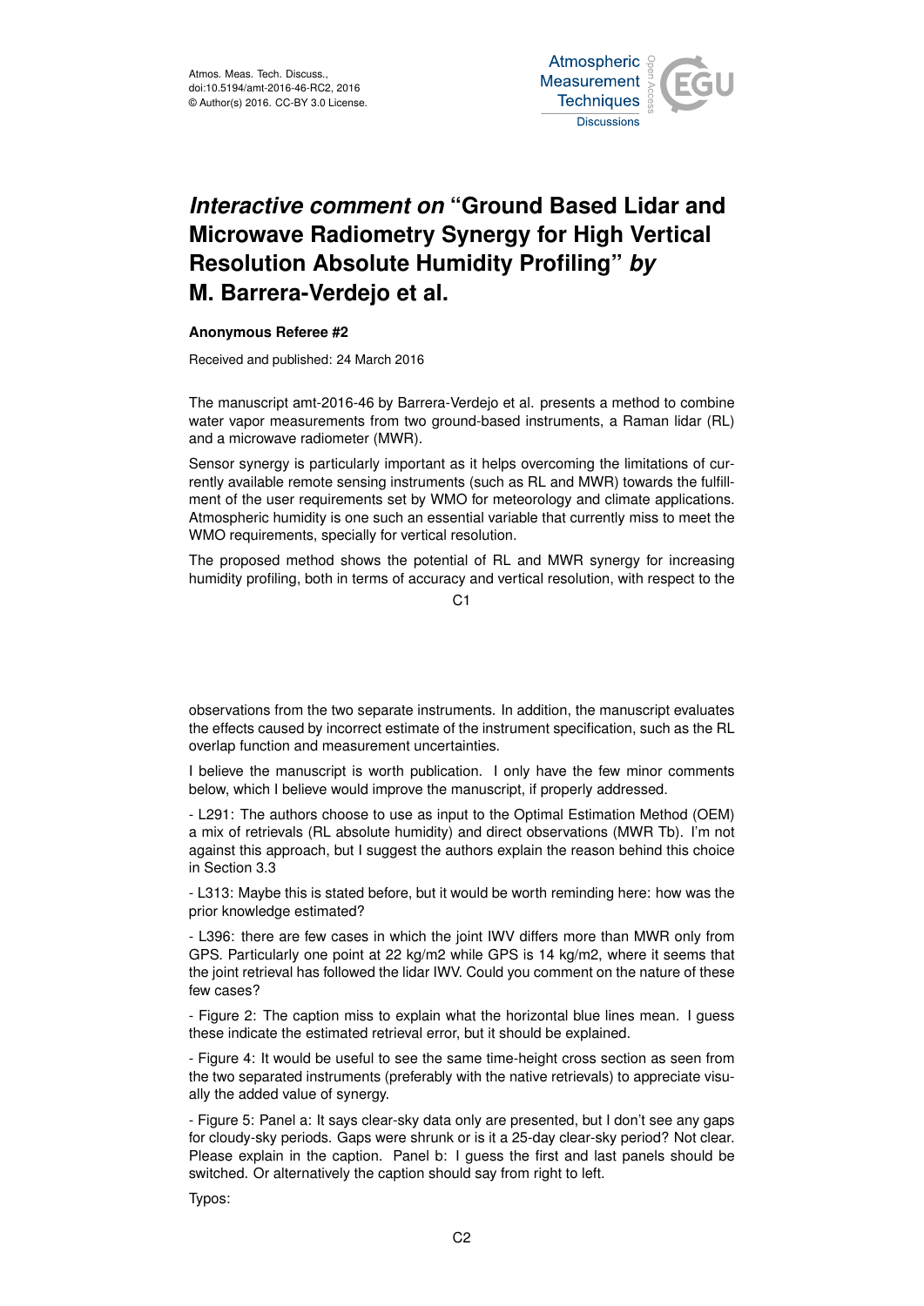# *Interactive comment on* "Ground Based Lidar and Microwave Radiometry Synergy for High Vertical Resolution Absolute Humidity Profiling" *by* M. Barrera-Verdejo et al.

**Anonymous Referee #2**

Received and published: 24 March 2016

The manuscript amt-2016-46 by Barrera-Verdejo et al. presents a method to combine water vapor measurements from two ground-based instruments, a Raman lidar (RL) and a microwave radiometer (MWR).

Sensor synergy is particularly important as it helps overcoming the limitations of currently available remote sensing instruments (such as RL and MWR) towards the fulfillment of the user requirements set by WMO for meteorology and climate applications. Atmospheric humidity is one such an essential variable that currently miss to meet the WMO requirements, specially for vertical resolution.

The proposed method shows the potential of RL and MWR synergy for increasing humidity profiling, both in terms of accuracy and vertical resolution, with respect to the observations from the two separate instruments. In addition, the manuscript evaluates the effects caused by incorrect estimate of the instrument specification, such as the RL overlap function and measurement uncertainties.

I believe the manuscript is worth publication. I only have the few minor comments below, which I believe would improve the manuscript, if properly addressed.

- L291: The authors choose to use as input to the Optimal Estimation Method (OEM) a mix of retrievals (RL absolute humidity) and direct observations (MWR Tb). I'm not against this approach, but I suggest the authors explain the reason behind this choice in Section 3.3

- L313: Maybe this is stated before, but it would be worth reminding here: how was the prior knowledge estimated?

- L396: there are few cases in which the joint IWV differs more than MWR only from GPS. Particularly one point at 22 kg/m2 while GPS is 14 kg/m2, where it seems that the joint retrieval has followed the lidar IWV. Could you comment on the nature of these few cases?

- Figure 2: The caption miss to explain what the horizontal blue lines mean. I guess these indicate the estimated retrieval error, but it should be explained.

- Figure 4: It would be useful to see the same time-height cross section as seen from the two separated instruments (preferably with the native retrievals) to appreciate visually the added value of synergy.

- Figure 5: Panel a: It says clear-sky data only are presented, but I don't see any gaps for cloudy-sky periods. Gaps were shrunk or is it a 25-day clear-sky period? Not clear. Please explain in the caption. Panel b: I guess the first and last panels should be switched. Or alternatively the caption should say from right to left.

Typos: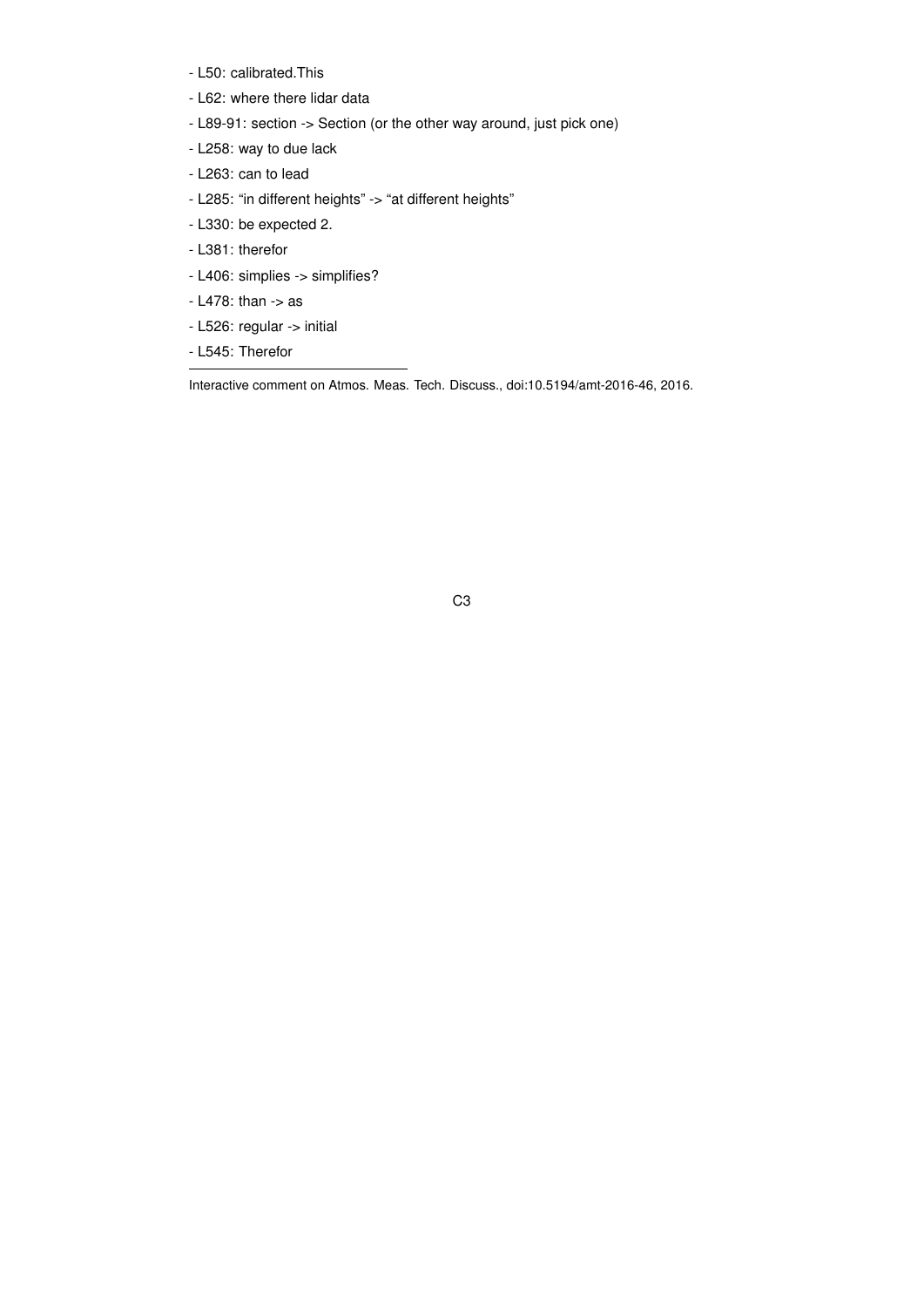- L50: calibrated.This
- L62: where there lidar data
- L89-91: section -> Section (or the other way around, just pick one)
- L258: way to due lack
- L263: can to lead
- L285: “in different heights” -> “at different heights”
- L330: be expected 2.
- L381: therefor
- L406: simplies -> simplifies?
- L478: than -> as
- L526: regular -> initial
- L545: Therefor

---

Interactive comment on Atmos. Meas. Tech. Discuss., doi:10.5194/amt-2016-46, 2016.